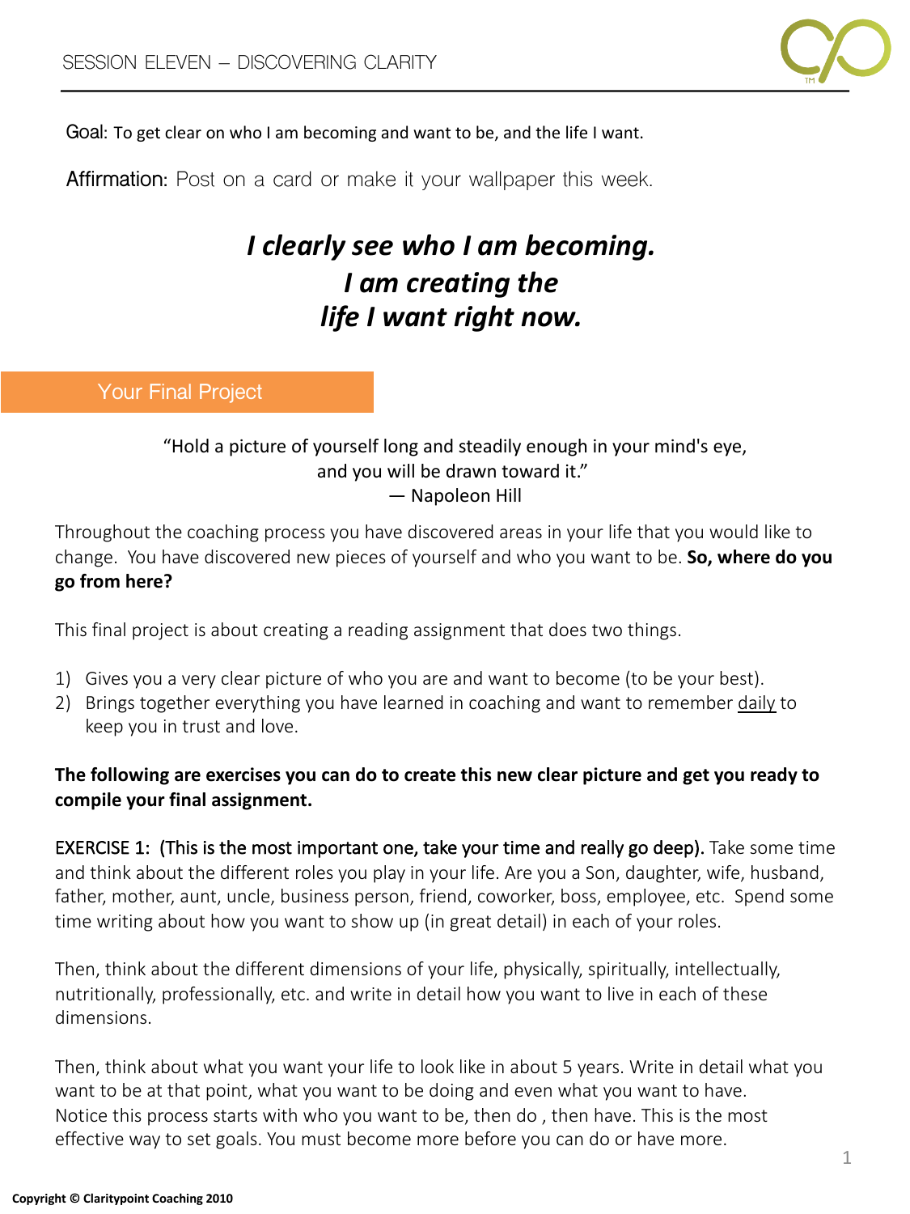# SESSION ELEVEN – DISCOVERING CLARITY

**Goal:** To get clear on who I am becoming and want to be, and the life I want.

**Affirmation:** Post on a card or make it your wallpaper this week.

***I clearly see who I am becoming.***
***I am creating the***
***life I want right now.***

## Your Final Project

"Hold a picture of yourself long and steadily enough in your mind's eye,
and you will be drawn toward it."
— Napoleon Hill

Throughout the coaching process you have discovered areas in your life that you would like to change. You have discovered new pieces of yourself and who you want to be. **So, where do you go from here?**

This final project is about creating a reading assignment that does two things.

1) Gives you a very clear picture of who you are and want to become (to be your best).
2) Brings together everything you have learned in coaching and want to remember daily to keep you in trust and love.

**The following are exercises you can do to create this new clear picture and get you ready to compile your final assignment.**

EXERCISE 1: (This is the most important one, take your time and really go deep). Take some time and think about the different roles you play in your life. Are you a Son, daughter, wife, husband, father, mother, aunt, uncle, business person, friend, coworker, boss, employee, etc. Spend some time writing about how you want to show up (in great detail) in each of your roles.

Then, think about the different dimensions of your life, physically, spiritually, intellectually, nutritionally, professionally, etc. and write in detail how you want to live in each of these dimensions.

Then, think about what you want your life to look like in about 5 years. Write in detail what you want to be at that point, what you want to be doing and even what you want to have. Notice this process starts with who you want to be, then do , then have. This is the most effective way to set goals. You must become more before you can do or have more.

Copyright © Claritypoint Coaching 2010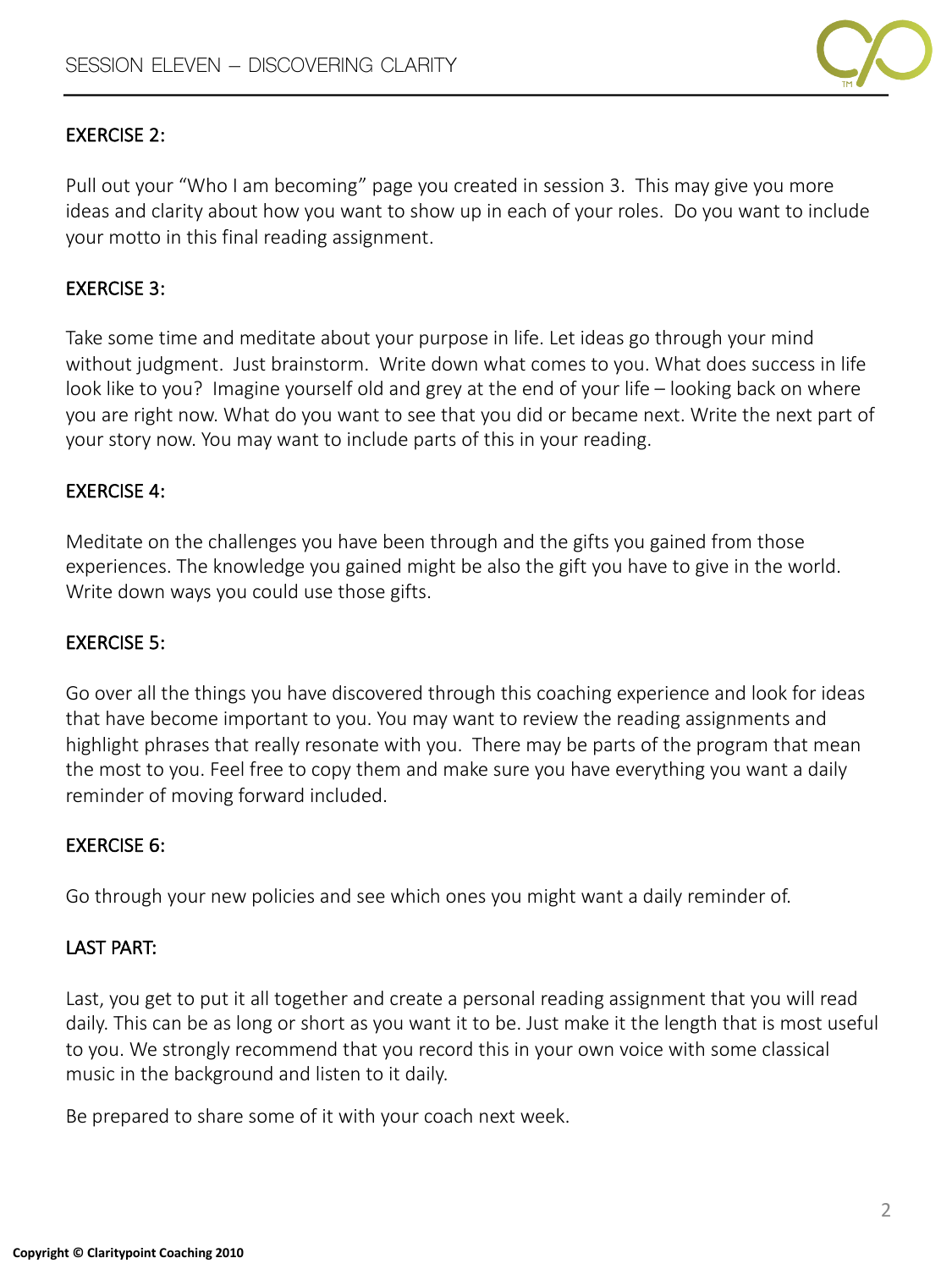## EXERCISE 2:

Pull out your "Who I am becoming" page you created in session 3. This may give you more ideas and clarity about how you want to show up in each of your roles. Do you want to include your motto in this final reading assignment.

## EXERCISE 3:

Take some time and meditate about your purpose in life. Let ideas go through your mind without judgment. Just brainstorm. Write down what comes to you. What does success in life look like to you? Imagine yourself old and grey at the end of your life – looking back on where you are right now. What do you want to see that you did or became next. Write the next part of your story now. You may want to include parts of this in your reading.

## EXERCISE 4:

Meditate on the challenges you have been through and the gifts you gained from those experiences. The knowledge you gained might be also the gift you have to give in the world. Write down ways you could use those gifts.

## EXERCISE 5:

Go over all the things you have discovered through this coaching experience and look for ideas that have become important to you. You may want to review the reading assignments and highlight phrases that really resonate with you. There may be parts of the program that mean the most to you. Feel free to copy them and make sure you have everything you want a daily reminder of moving forward included.

## EXERCISE 6:

Go through your new policies and see which ones you might want a daily reminder of.

## LAST PART:

Last, you get to put it all together and create a personal reading assignment that you will read daily. This can be as long or short as you want it to be. Just make it the length that is most useful to you. We strongly recommend that you record this in your own voice with some classical music in the background and listen to it daily.

Be prepared to share some of it with your coach next week.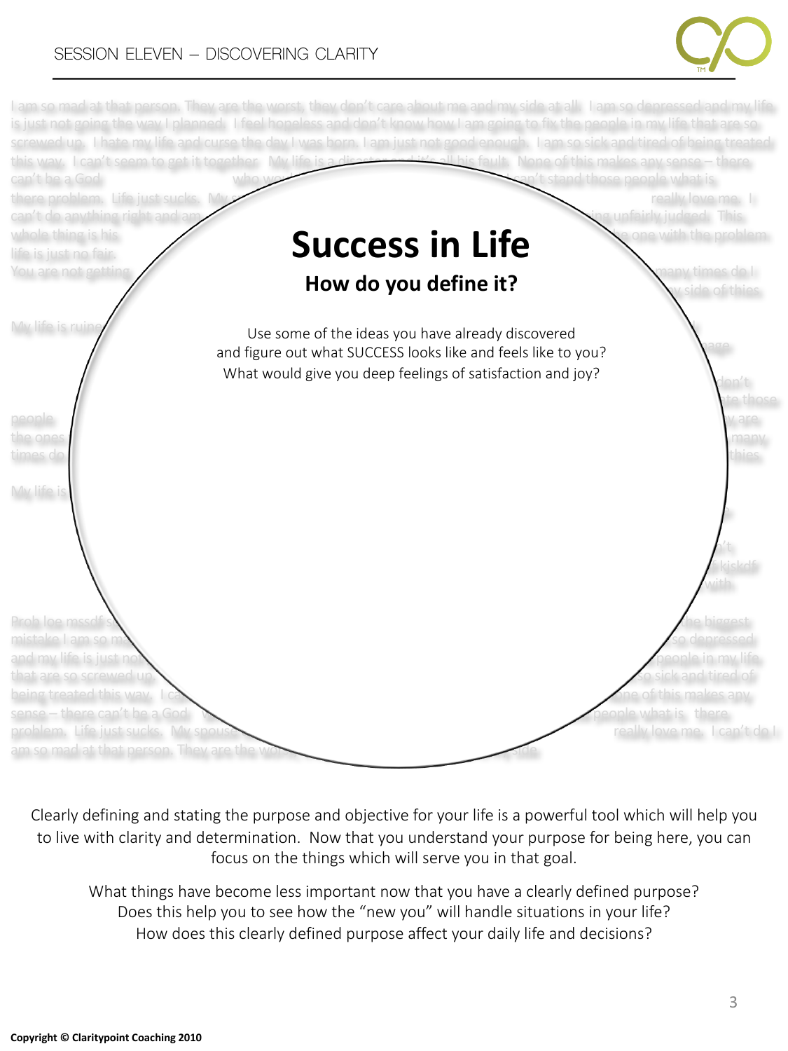## Success in Life

### How do you define it?

Use some of the ideas you have already discovered and figure out what SUCCESS looks like and feels like to you? What would give you deep feelings of satisfaction and joy?

Clearly defining and stating the purpose and objective for your life is a powerful tool which will help you to live with clarity and determination. Now that you understand your purpose for being here, you can focus on the things which will serve you in that goal.

What things have become less important now that you have a clearly defined purpose?
Does this help you to see how the "new you" will handle situations in your life?
How does this clearly defined purpose affect your daily life and decisions?

**Copyright © Claritypoint Coaching 2010**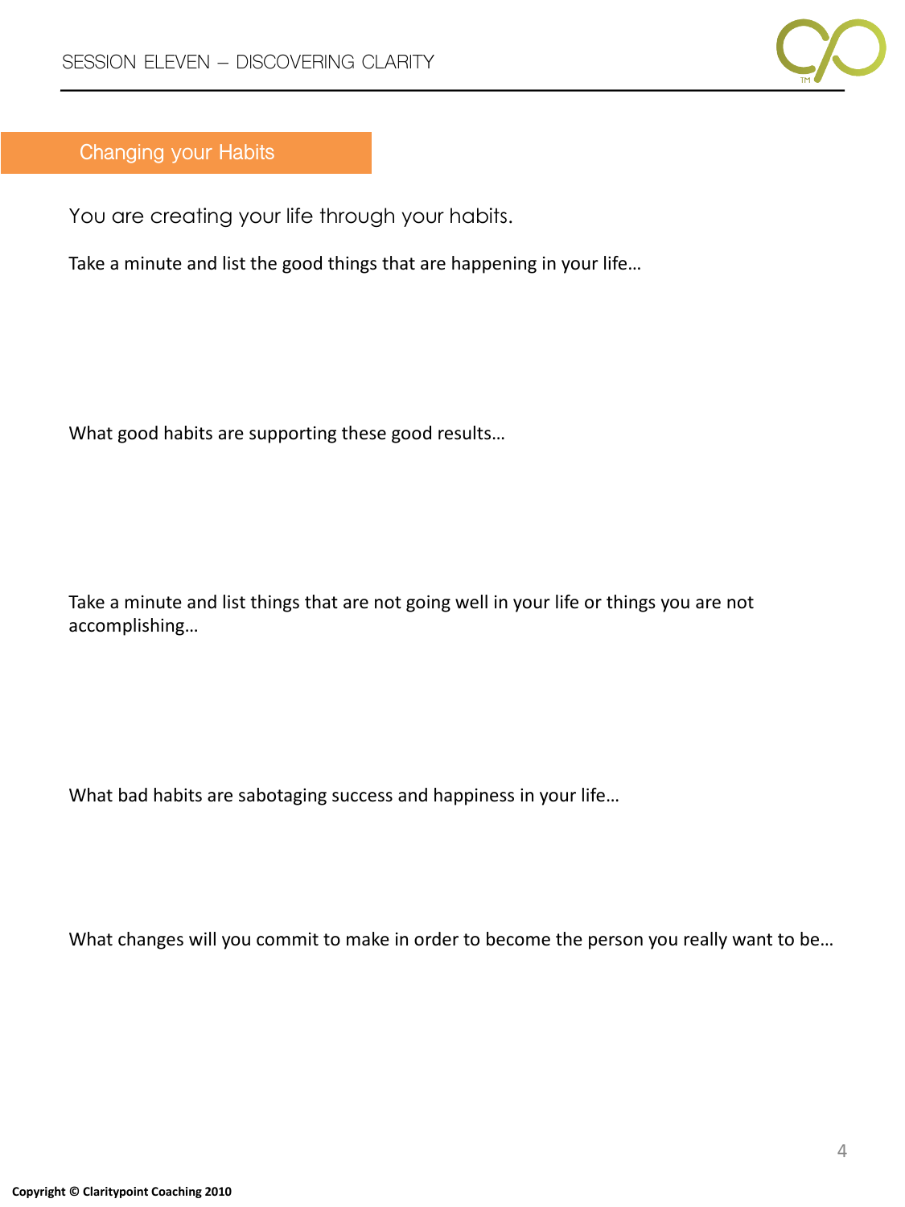## Changing your Habits

You are creating your life through your habits.

Take a minute and list the good things that are happening in your life…

What good habits are supporting these good results…

Take a minute and list things that are not going well in your life or things you are not accomplishing…

What bad habits are sabotaging success and happiness in your life…

What changes will you commit to make in order to become the person you really want to be…

**Copyright © Claritypoint Coaching 2010**